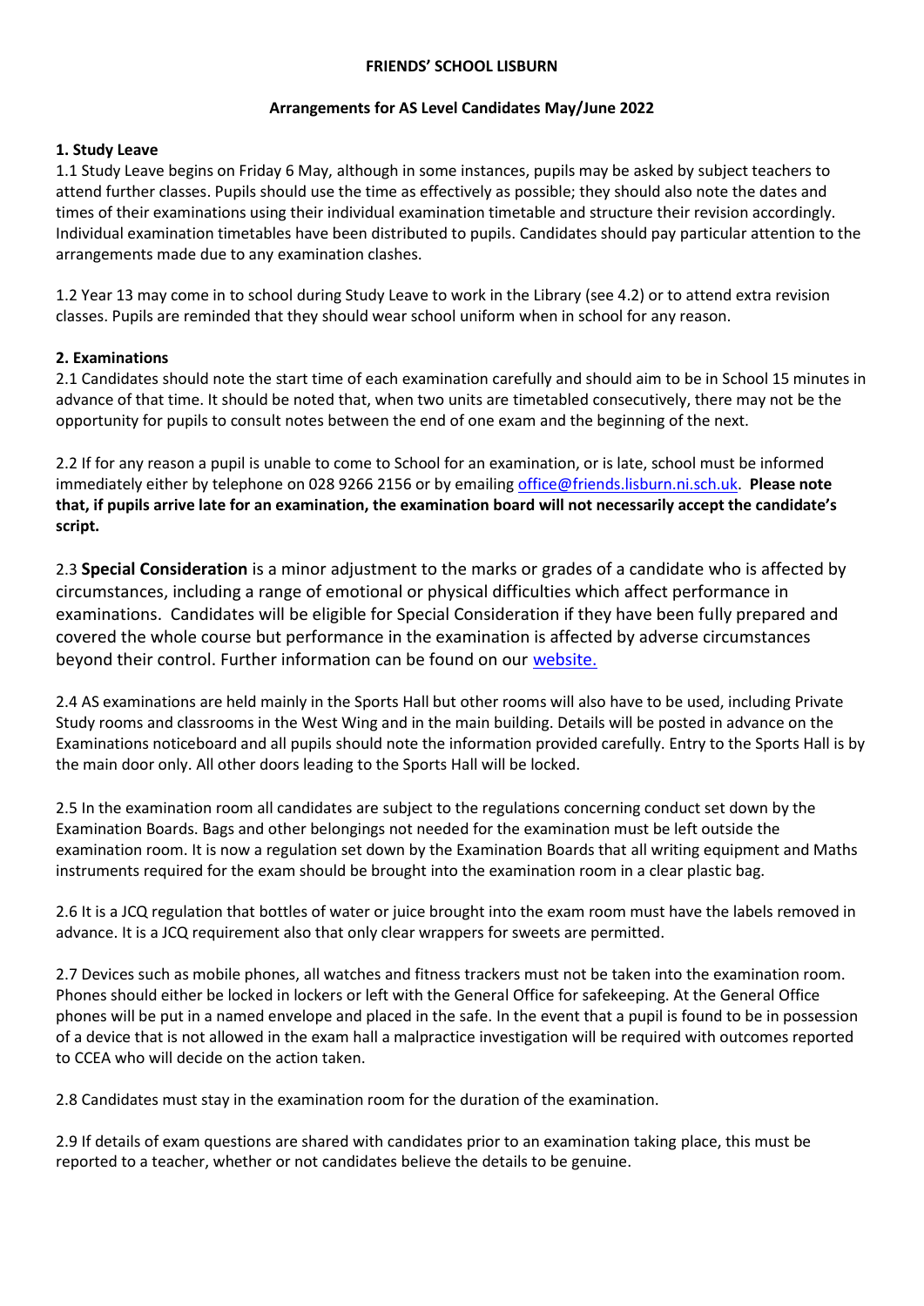**FRIENDS' SCHOOL LISBURN**

**Arrangements for AS Level Candidates May/June 2022**

**1. Study Leave**

1.1 Study Leave begins on Friday 6 May, although in some instances, pupils may be asked by subject teachers to attend further classes. Pupils should use the time as effectively as possible; they should also note the dates and times of their examinations using their individual examination timetable and structure their revision accordingly. Individual examination timetables have been distributed to pupils. Candidates should pay particular attention to the arrangements made due to any examination clashes.

1.2 Year 13 may come in to school during Study Leave to work in the Library (see 4.2) or to attend extra revision classes. Pupils are reminded that they should wear school uniform when in school for any reason.

**2. Examinations**

2.1 Candidates should note the start time of each examination carefully and should aim to be in School 15 minutes in advance of that time. It should be noted that, when two units are timetabled consecutively, there may not be the opportunity for pupils to consult notes between the end of one exam and the beginning of the next.

2.2 If for any reason a pupil is unable to come to School for an examination, or is late, school must be informed immediately either by telephone on 028 9266 2156 or by emailing office@friends.lisburn.ni.sch.uk. **Please note that, if pupils arrive late for an examination, the examination board will not necessarily accept the candidate's script.**

2.3 **Special Consideration** is a minor adjustment to the marks or grades of a candidate who is affected by circumstances, including a range of emotional or physical difficulties which affect performance in examinations. Candidates will be eligible for Special Consideration if they have been fully prepared and covered the whole course but performance in the examination is affected by adverse circumstances beyond their control. Further information can be found on our website.

2.4 AS examinations are held mainly in the Sports Hall but other rooms will also have to be used, including Private Study rooms and classrooms in the West Wing and in the main building. Details will be posted in advance on the Examinations noticeboard and all pupils should note the information provided carefully. Entry to the Sports Hall is by the main door only. All other doors leading to the Sports Hall will be locked.

2.5 In the examination room all candidates are subject to the regulations concerning conduct set down by the Examination Boards. Bags and other belongings not needed for the examination must be left outside the examination room. It is now a regulation set down by the Examination Boards that all writing equipment and Maths instruments required for the exam should be brought into the examination room in a clear plastic bag.

2.6 It is a JCQ regulation that bottles of water or juice brought into the exam room must have the labels removed in advance. It is a JCQ requirement also that only clear wrappers for sweets are permitted.

2.7 Devices such as mobile phones, all watches and fitness trackers must not be taken into the examination room. Phones should either be locked in lockers or left with the General Office for safekeeping. At the General Office phones will be put in a named envelope and placed in the safe. In the event that a pupil is found to be in possession of a device that is not allowed in the exam hall a malpractice investigation will be required with outcomes reported to CCEA who will decide on the action taken.

2.8 Candidates must stay in the examination room for the duration of the examination.

2.9 If details of exam questions are shared with candidates prior to an examination taking place, this must be reported to a teacher, whether or not candidates believe the details to be genuine.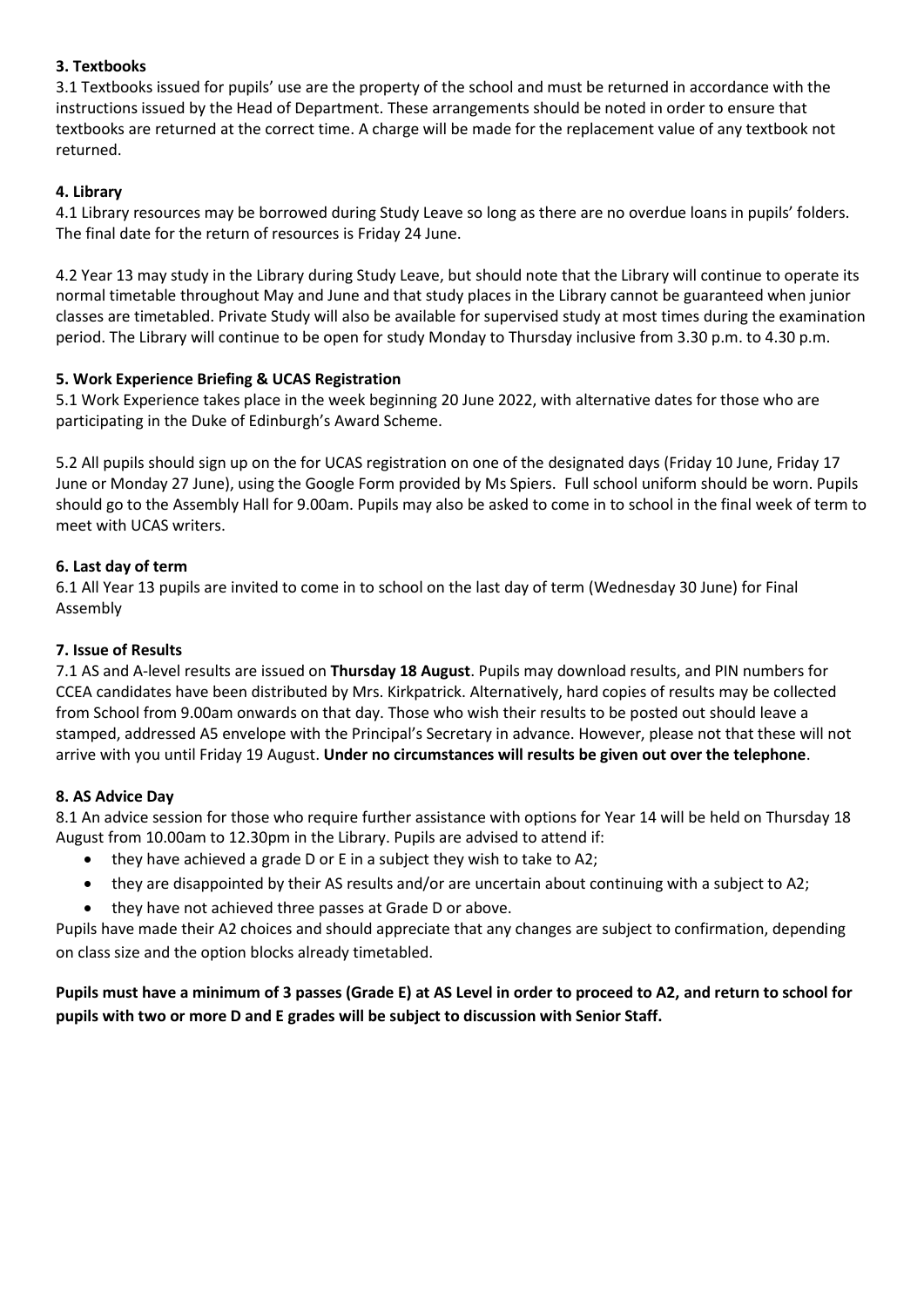### 3. Textbooks

3.1 Textbooks issued for pupils' use are the property of the school and must be returned in accordance with the instructions issued by the Head of Department. These arrangements should be noted in order to ensure that textbooks are returned at the correct time. A charge will be made for the replacement value of any textbook not returned.

### 4. Library

4.1 Library resources may be borrowed during Study Leave so long as there are no overdue loans in pupils' folders. The final date for the return of resources is Friday 24 June.

4.2 Year 13 may study in the Library during Study Leave, but should note that the Library will continue to operate its normal timetable throughout May and June and that study places in the Library cannot be guaranteed when junior classes are timetabled. Private Study will also be available for supervised study at most times during the examination period. The Library will continue to be open for study Monday to Thursday inclusive from 3.30 p.m. to 4.30 p.m.

### 5. Work Experience Briefing & UCAS Registration

5.1 Work Experience takes place in the week beginning 20 June 2022, with alternative dates for those who are participating in the Duke of Edinburgh's Award Scheme.

5.2 All pupils should sign up on the for UCAS registration on one of the designated days (Friday 10 June, Friday 17 June or Monday 27 June), using the Google Form provided by Ms Spiers. Full school uniform should be worn. Pupils should go to the Assembly Hall for 9.00am. Pupils may also be asked to come in to school in the final week of term to meet with UCAS writers.

### 6. Last day of term

6.1 All Year 13 pupils are invited to come in to school on the last day of term (Wednesday 30 June) for Final Assembly

### 7. Issue of Results

7.1 AS and A-level results are issued on **Thursday 18 August**. Pupils may download results, and PIN numbers for CCEA candidates have been distributed by Mrs. Kirkpatrick. Alternatively, hard copies of results may be collected from School from 9.00am onwards on that day. Those who wish their results to be posted out should leave a stamped, addressed A5 envelope with the Principal's Secretary in advance. However, please not that these will not arrive with you until Friday 19 August. **Under no circumstances will results be given out over the telephone**.

### 8. AS Advice Day

8.1 An advice session for those who require further assistance with options for Year 14 will be held on Thursday 18 August from 10.00am to 12.30pm in the Library. Pupils are advised to attend if:

- they have achieved a grade D or E in a subject they wish to take to A2;
- they are disappointed by their AS results and/or are uncertain about continuing with a subject to A2;
- they have not achieved three passes at Grade D or above.

Pupils have made their A2 choices and should appreciate that any changes are subject to confirmation, depending on class size and the option blocks already timetabled.

**Pupils must have a minimum of 3 passes (Grade E) at AS Level in order to proceed to A2, and return to school for pupils with two or more D and E grades will be subject to discussion with Senior Staff.**